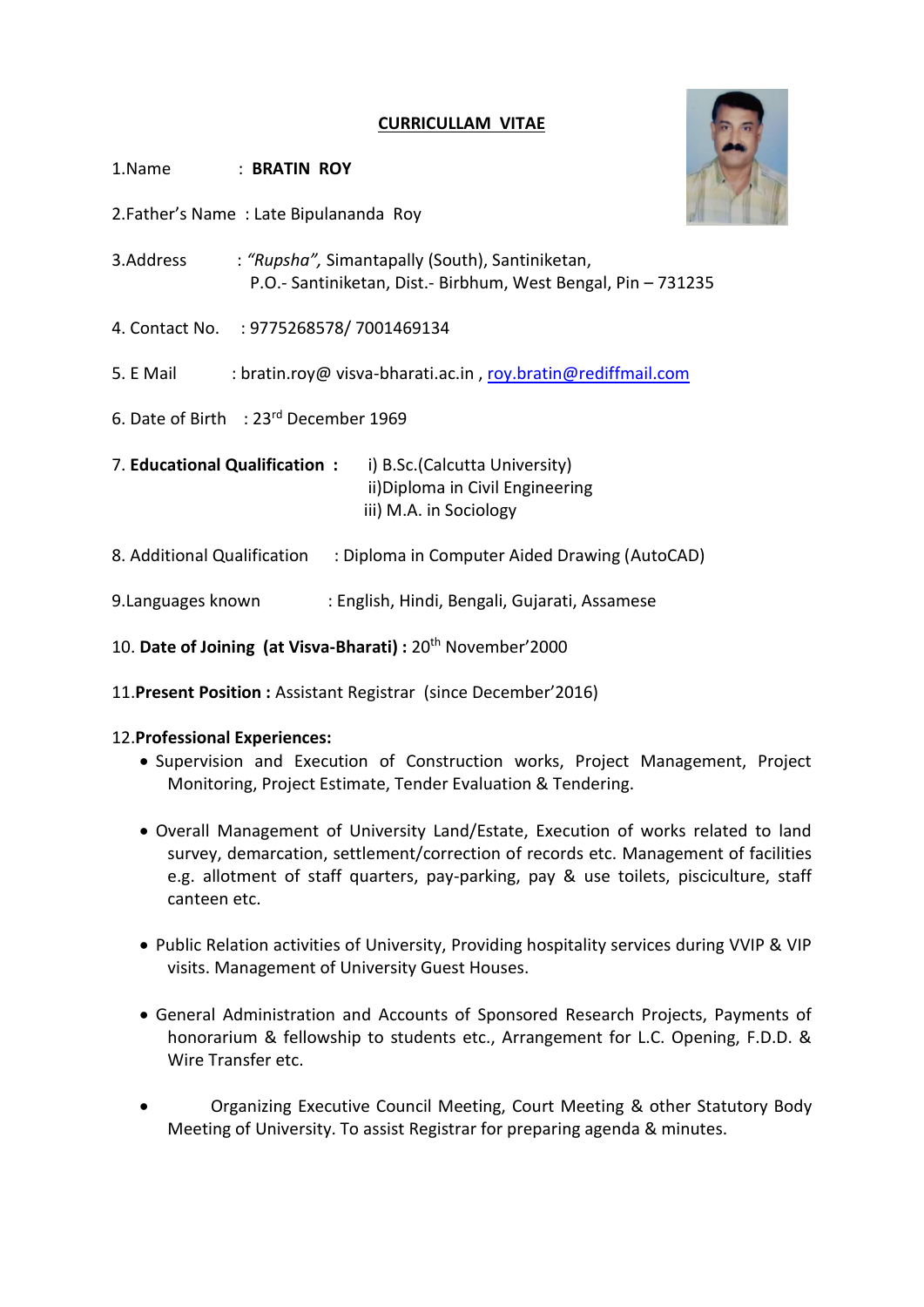# CURRICULLAM VITAE

1.Name : **BRATIN ROY**

2.Father's Name : Late Bipulananda Roy

3.Address : *"Rupsha",* Simantapally (South), Santiniketan,
P.O.- Santiniketan, Dist.- Birbhum, West Bengal, Pin – 731235

4. Contact No. : 9775268578/ 7001469134

5. E Mail : bratin.roy@ visva-bharati.ac.in , roy.bratin@rediffmail.com

6. Date of Birth : 23rd December 1969

7. **Educational Qualification :** i) B.Sc.(Calcutta University)
ii)Diploma in Civil Engineering
iii) M.A. in Sociology

8. Additional Qualification : Diploma in Computer Aided Drawing (AutoCAD)

9.Languages known : English, Hindi, Bengali, Gujarati, Assamese

10. **Date of Joining (at Visva-Bharati) :** 20th November'2000

11.**Present Position :** Assistant Registrar (since December'2016)

12.**Professional Experiences:**

- Supervision and Execution of Construction works, Project Management, Project Monitoring, Project Estimate, Tender Evaluation & Tendering.
- Overall Management of University Land/Estate, Execution of works related to land survey, demarcation, settlement/correction of records etc. Management of facilities e.g. allotment of staff quarters, pay-parking, pay & use toilets, pisciculture, staff canteen etc.
- Public Relation activities of University, Providing hospitality services during VVIP & VIP visits. Management of University Guest Houses.
- General Administration and Accounts of Sponsored Research Projects, Payments of honorarium & fellowship to students etc., Arrangement for L.C. Opening, F.D.D. & Wire Transfer etc.
- Organizing Executive Council Meeting, Court Meeting & other Statutory Body Meeting of University. To assist Registrar for preparing agenda & minutes.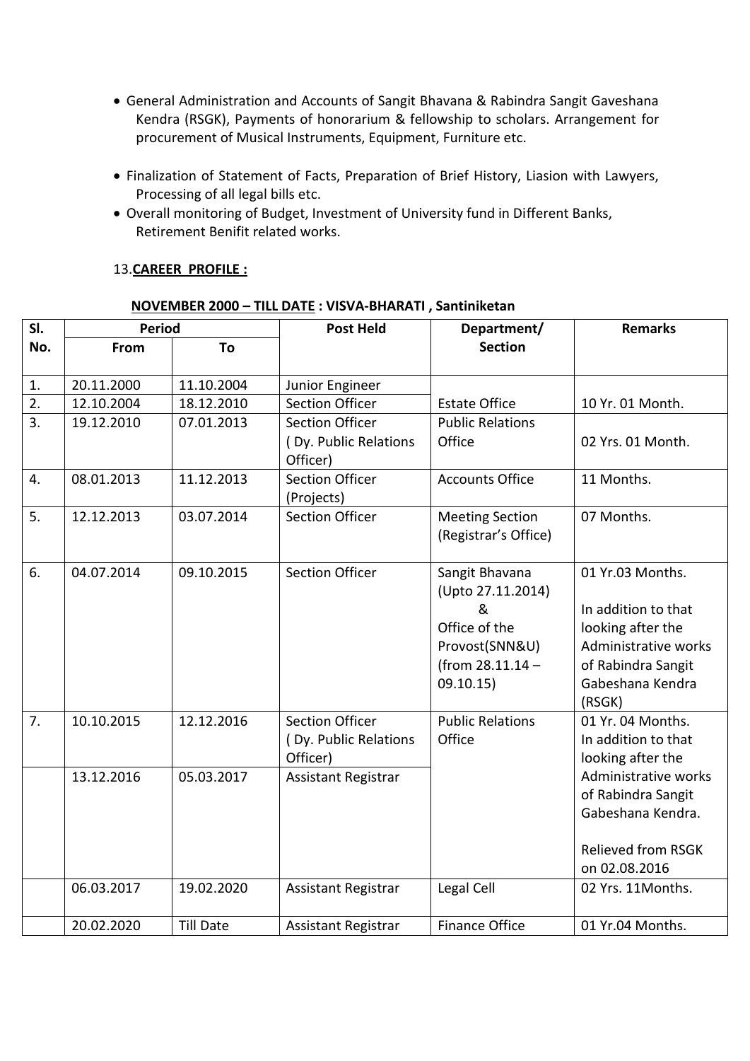- General Administration and Accounts of Sangit Bhavana & Rabindra Sangit Gaveshana Kendra (RSGK), Payments of honorarium & fellowship to scholars. Arrangement for procurement of Musical Instruments, Equipment, Furniture etc.
- Finalization of Statement of Facts, Preparation of Brief History, Liasion with Lawyers, Processing of all legal bills etc.
- Overall monitoring of Budget, Investment of University fund in Different Banks, Retirement Benifit related works.

13.**CAREER PROFILE :**

**NOVEMBER 2000 – TILL DATE : VISVA-BHARATI , Santiniketan**

| Sl. No. | Period | | Post Held | Department/ Section | Remarks |
|---|---|---|---|---|---|
| | From | To | | | |
| 1. | 20.11.2000 | 11.10.2004 | Junior Engineer | Estate Office | 10 Yr. 01 Month. |
| 2. | 12.10.2004 | 18.12.2010 | Section Officer | | |
| 3. | 19.12.2010 | 07.01.2013 | Section Officer ( Dy. Public Relations Officer) | Public Relations Office | 02 Yrs. 01 Month. |
| 4. | 08.01.2013 | 11.12.2013 | Section Officer (Projects) | Accounts Office | 11 Months. |
| 5. | 12.12.2013 | 03.07.2014 | Section Officer | Meeting Section (Registrar's Office) | 07 Months. |
| 6. | 04.07.2014 | 09.10.2015 | Section Officer | Sangit Bhavana (Upto 27.11.2014) & Office of the Provost(SNN&U) (from 28.11.14 – 09.10.15) | 01 Yr.03 Months. In addition to that looking after the Administrative works of Rabindra Sangit Gabeshana Kendra (RSGK) |
| 7. | 10.10.2015 | 12.12.2016 | Section Officer ( Dy. Public Relations Officer) | Public Relations Office | 01 Yr. 04 Months. In addition to that looking after the Administrative works of Rabindra Sangit Gabeshana Kendra. Relieved from RSGK on 02.08.2016 |
| | 13.12.2016 | 05.03.2017 | Assistant Registrar | | |
| | 06.03.2017 | 19.02.2020 | Assistant Registrar | Legal Cell | 02 Yrs. 11Months. |
| | 20.02.2020 | Till Date | Assistant Registrar | Finance Office | 01 Yr.04 Months. |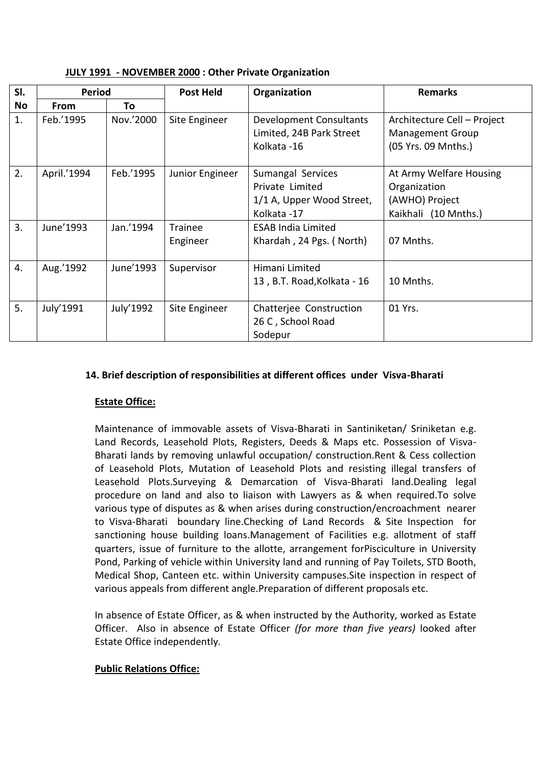**JULY 1991 - NOVEMBER 2000 : Other Private Organization**

| Sl. No | Period | | Post Held | Organization | Remarks |
|---|---|---|---|---|---|
| | From | To | | | |
| 1. | Feb.'1995 | Nov.'2000 | Site Engineer | Development Consultants Limited, 24B Park Street Kolkata -16 | Architecture Cell – Project Management Group (05 Yrs. 09 Mnths.) |
| 2. | April.'1994 | Feb.'1995 | Junior Engineer | Sumangal Services Private Limited 1/1 A, Upper Wood Street, Kolkata -17 | At Army Welfare Housing Organization (AWHO) Project Kaikhali (10 Mnths.) |
| 3. | June'1993 | Jan.'1994 | Trainee Engineer | ESAB India Limited Khardah , 24 Pgs. ( North) | 07 Mnths. |
| 4. | Aug.'1992 | June'1993 | Supervisor | Himani Limited 13 , B.T. Road,Kolkata - 16 | 10 Mnths. |
| 5. | July'1991 | July'1992 | Site Engineer | Chatterjee Construction 26 C , School Road Sodepur | 01 Yrs. |

**14. Brief description of responsibilities at different offices under Visva-Bharati**

**Estate Office:**

Maintenance of immovable assets of Visva-Bharati in Santiniketan/ Sriniketan e.g. Land Records, Leasehold Plots, Registers, Deeds & Maps etc. Possession of Visva-Bharati lands by removing unlawful occupation/ construction.Rent & Cess collection of Leasehold Plots, Mutation of Leasehold Plots and resisting illegal transfers of Leasehold Plots.Surveying & Demarcation of Visva-Bharati land.Dealing legal procedure on land and also to liaison with Lawyers as & when required.To solve various type of disputes as & when arises during construction/encroachment nearer to Visva-Bharati boundary line.Checking of Land Records & Site Inspection for sanctioning house building loans.Management of Facilities e.g. allotment of staff quarters, issue of furniture to the allotte, arrangement forPisciculture in University Pond, Parking of vehicle within University land and running of Pay Toilets, STD Booth, Medical Shop, Canteen etc. within University campuses.Site inspection in respect of various appeals from different angle.Preparation of different proposals etc.

In absence of Estate Officer, as & when instructed by the Authority, worked as Estate Officer. Also in absence of Estate Officer *(for more than five years)* looked after Estate Office independently.

**Public Relations Office:**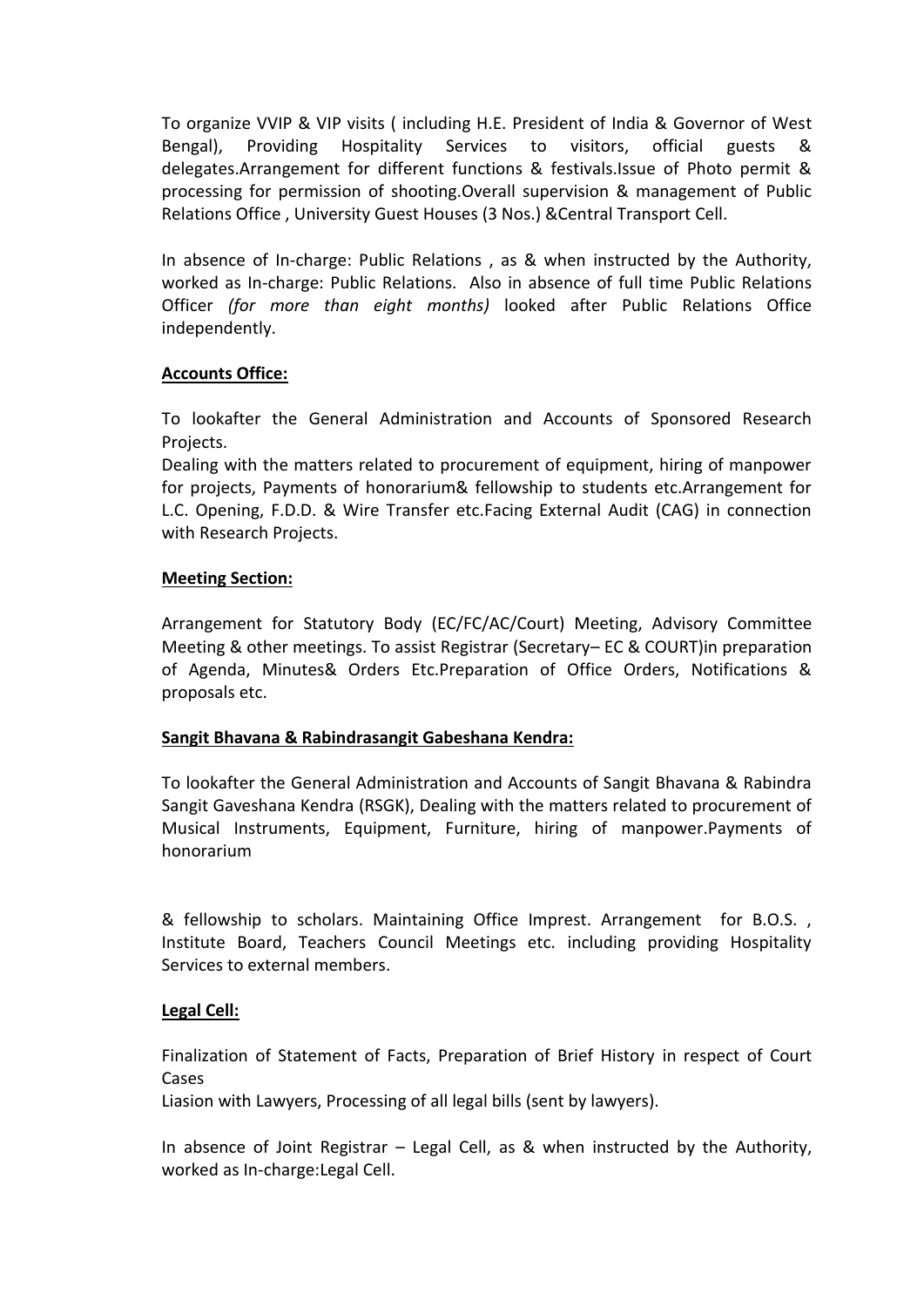To organize VVIP & VIP visits ( including H.E. President of India & Governor of West Bengal), Providing Hospitality Services to visitors, official guests & delegates.Arrangement for different functions & festivals.Issue of Photo permit & processing for permission of shooting.Overall supervision & management of Public Relations Office , University Guest Houses (3 Nos.) &Central Transport Cell.

In absence of In-charge: Public Relations , as & when instructed by the Authority, worked as In-charge: Public Relations. Also in absence of full time Public Relations Officer *(for more than eight months)* looked after Public Relations Office independently.

**Accounts Office:**

To lookafter the General Administration and Accounts of Sponsored Research Projects.
Dealing with the matters related to procurement of equipment, hiring of manpower for projects, Payments of honorarium& fellowship to students etc.Arrangement for L.C. Opening, F.D.D. & Wire Transfer etc.Facing External Audit (CAG) in connection with Research Projects.

**Meeting Section:**

Arrangement for Statutory Body (EC/FC/AC/Court) Meeting, Advisory Committee Meeting & other meetings. To assist Registrar (Secretary– EC & COURT)in preparation of Agenda, Minutes& Orders Etc.Preparation of Office Orders, Notifications & proposals etc.

**Sangit Bhavana & Rabindrasangit Gabeshana Kendra:**

To lookafter the General Administration and Accounts of Sangit Bhavana & Rabindra Sangit Gaveshana Kendra (RSGK), Dealing with the matters related to procurement of Musical Instruments, Equipment, Furniture, hiring of manpower.Payments of honorarium

& fellowship to scholars. Maintaining Office Imprest. Arrangement for B.O.S. , Institute Board, Teachers Council Meetings etc. including providing Hospitality Services to external members.

**Legal Cell:**

Finalization of Statement of Facts, Preparation of Brief History in respect of Court Cases
Liasion with Lawyers, Processing of all legal bills (sent by lawyers).

In absence of Joint Registrar – Legal Cell, as & when instructed by the Authority, worked as In-charge:Legal Cell.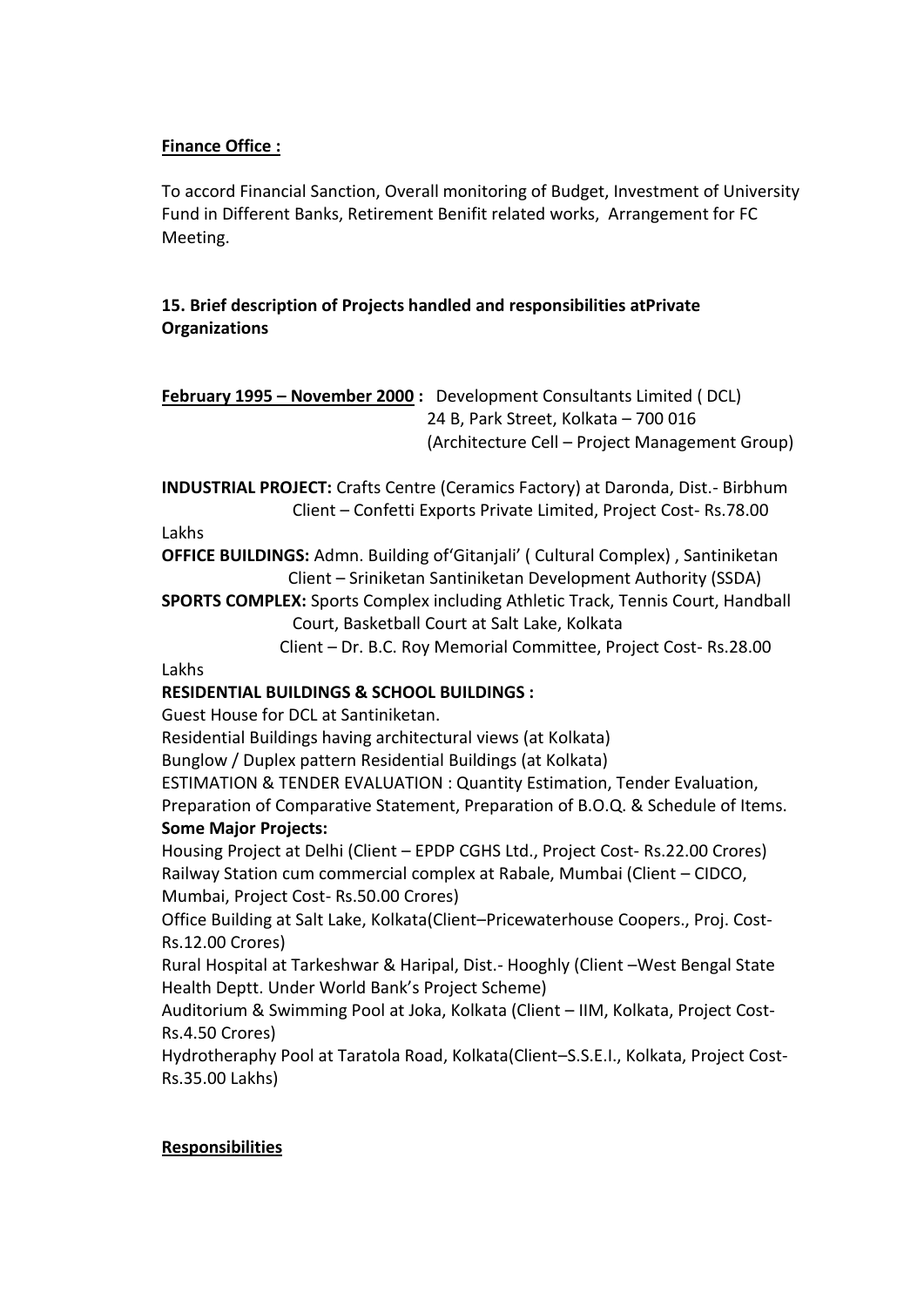**Finance Office :**

To accord Financial Sanction, Overall monitoring of Budget, Investment of University Fund in Different Banks, Retirement Benifit related works, Arrangement for FC Meeting.

**15. Brief description of Projects handled and responsibilities atPrivate Organizations**

**February 1995 – November 2000 :** Development Consultants Limited ( DCL)
24 B, Park Street, Kolkata – 700 016
(Architecture Cell – Project Management Group)

**INDUSTRIAL PROJECT:** Crafts Centre (Ceramics Factory) at Daronda, Dist.- Birbhum
Client – Confetti Exports Private Limited, Project Cost- Rs.78.00 Lakhs

**OFFICE BUILDINGS:** Admn. Building of'Gitanjali' ( Cultural Complex) , Santiniketan
Client – Sriniketan Santiniketan Development Authority (SSDA)

**SPORTS COMPLEX:** Sports Complex including Athletic Track, Tennis Court, Handball Court, Basketball Court at Salt Lake, Kolkata
Client – Dr. B.C. Roy Memorial Committee, Project Cost- Rs.28.00 Lakhs

**RESIDENTIAL BUILDINGS & SCHOOL BUILDINGS :**

Guest House for DCL at Santiniketan.
Residential Buildings having architectural views (at Kolkata)
Bunglow / Duplex pattern Residential Buildings (at Kolkata)
ESTIMATION & TENDER EVALUATION : Quantity Estimation, Tender Evaluation, Preparation of Comparative Statement, Preparation of B.O.Q. & Schedule of Items.

**Some Major Projects:**

Housing Project at Delhi (Client – EPDP CGHS Ltd., Project Cost- Rs.22.00 Crores)
Railway Station cum commercial complex at Rabale, Mumbai (Client – CIDCO, Mumbai, Project Cost- Rs.50.00 Crores)
Office Building at Salt Lake, Kolkata(Client–Pricewaterhouse Coopers., Proj. Cost- Rs.12.00 Crores)
Rural Hospital at Tarkeshwar & Haripal, Dist.- Hooghly (Client –West Bengal State Health Deptt. Under World Bank's Project Scheme)
Auditorium & Swimming Pool at Joka, Kolkata (Client – IIM, Kolkata, Project Cost- Rs.4.50 Crores)
Hydrotheraphy Pool at Taratola Road, Kolkata(Client–S.S.E.I., Kolkata, Project Cost- Rs.35.00 Lakhs)

**Responsibilities**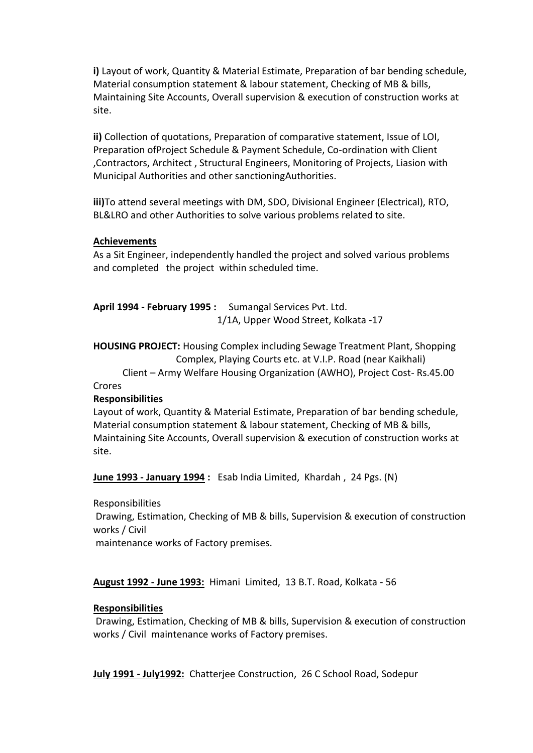**i)** Layout of work, Quantity & Material Estimate, Preparation of bar bending schedule, Material consumption statement & labour statement, Checking of MB & bills, Maintaining Site Accounts, Overall supervision & execution of construction works at site.

**ii)** Collection of quotations, Preparation of comparative statement, Issue of LOI, Preparation ofProject Schedule & Payment Schedule, Co-ordination with Client ,Contractors, Architect , Structural Engineers, Monitoring of Projects, Liasion with Municipal Authorities and other sanctioningAuthorities.

**iii)**To attend several meetings with DM, SDO, Divisional Engineer (Electrical), RTO, BL&LRO and other Authorities to solve various problems related to site.

**Achievements**

As a Sit Engineer, independently handled the project and solved various problems and completed the project within scheduled time.

**April 1994 - February 1995 :** Sumangal Services Pvt. Ltd.
1/1A, Upper Wood Street, Kolkata -17

**HOUSING PROJECT:** Housing Complex including Sewage Treatment Plant, Shopping Complex, Playing Courts etc. at V.I.P. Road (near Kaikhali)
Client – Army Welfare Housing Organization (AWHO), Project Cost- Rs.45.00 Crores

**Responsibilities**

Layout of work, Quantity & Material Estimate, Preparation of bar bending schedule, Material consumption statement & labour statement, Checking of MB & bills, Maintaining Site Accounts, Overall supervision & execution of construction works at site.

**June 1993 - January 1994 :** Esab India Limited, Khardah , 24 Pgs. (N)

Responsibilities

Drawing, Estimation, Checking of MB & bills, Supervision & execution of construction works / Civil
maintenance works of Factory premises.

**August 1992 - June 1993:** Himani Limited, 13 B.T. Road, Kolkata - 56

**Responsibilities**

Drawing, Estimation, Checking of MB & bills, Supervision & execution of construction works / Civil maintenance works of Factory premises.

**July 1991 - July1992:** Chatterjee Construction, 26 C School Road, Sodepur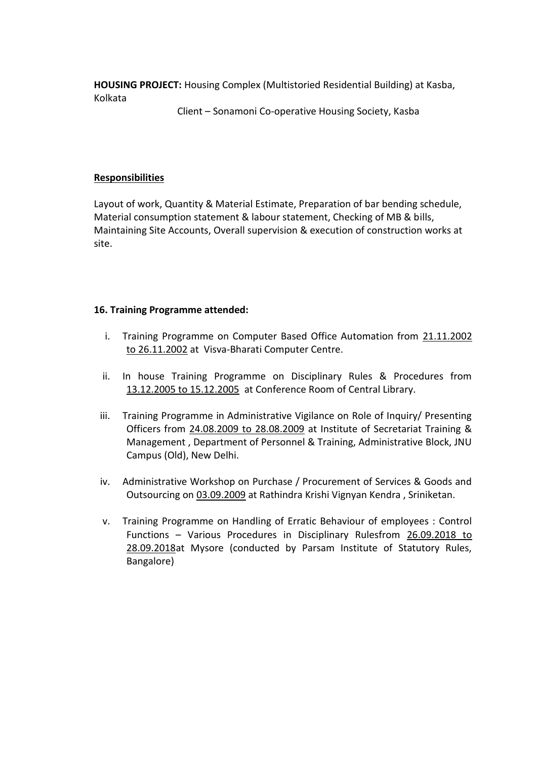**HOUSING PROJECT:** Housing Complex (Multistoried Residential Building) at Kasba, Kolkata

Client – Sonamoni Co-operative Housing Society, Kasba

**Responsibilities**

Layout of work, Quantity & Material Estimate, Preparation of bar bending schedule, Material consumption statement & labour statement, Checking of MB & bills, Maintaining Site Accounts, Overall supervision & execution of construction works at site.

**16. Training Programme attended:**

i. Training Programme on Computer Based Office Automation from 21.11.2002 to 26.11.2002 at Visva-Bharati Computer Centre.

ii. In house Training Programme on Disciplinary Rules & Procedures from 13.12.2005 to 15.12.2005 at Conference Room of Central Library.

iii. Training Programme in Administrative Vigilance on Role of Inquiry/ Presenting Officers from 24.08.2009 to 28.08.2009 at Institute of Secretariat Training & Management , Department of Personnel & Training, Administrative Block, JNU Campus (Old), New Delhi.

iv. Administrative Workshop on Purchase / Procurement of Services & Goods and Outsourcing on 03.09.2009 at Rathindra Krishi Vignyan Kendra , Sriniketan.

v. Training Programme on Handling of Erratic Behaviour of employees : Control Functions – Various Procedures in Disciplinary Rulesfrom 26.09.2018 to 28.09.2018at Mysore (conducted by Parsam Institute of Statutory Rules, Bangalore)